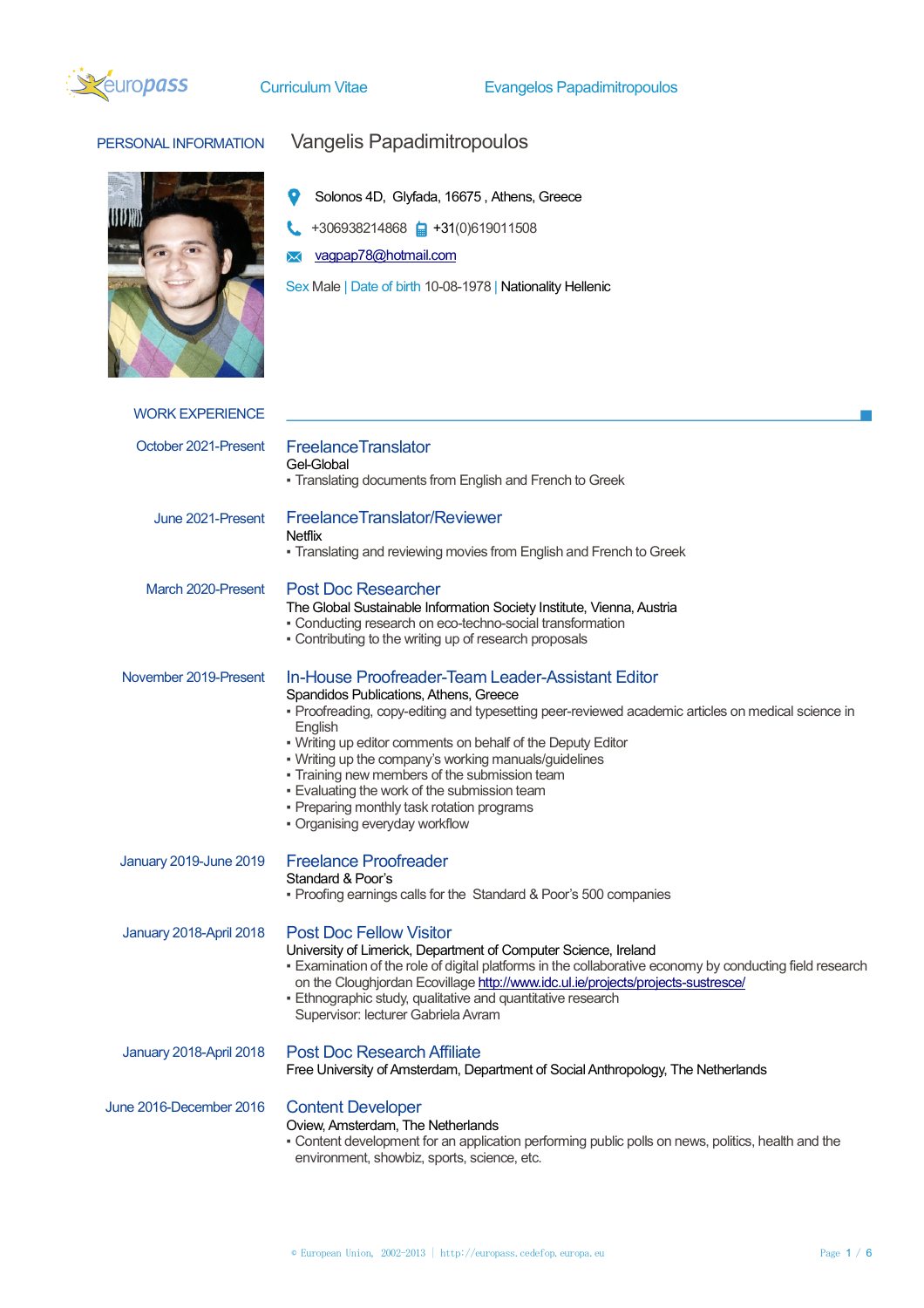europass Curriculum Vitae Evangelos Papadimitropoulos

## PERSONAL INFORMATION

**Vangelis Papadimitropoulos**

Solonos 4D, Glyfada, 16675 , Athens, Greece

+306938214868 +31(0)619011508

vagpap78@hotmail.com

Sex Male | Date of birth 10-08-1978 | Nationality Hellenic

## WORK EXPERIENCE

**October 2021-Present**

### FreelanceTranslator

Gel-Global

- Translating documents from English and French to Greek

**June 2021-Present**

### FreelanceTranslator/Reviewer

Netflix

- Translating and reviewing movies from English and French to Greek

**March 2020-Present**

### Post Doc Researcher

The Global Sustainable Information Society Institute, Vienna, Austria

- Conducting research on eco-techno-social transformation
- Contributing to the writing up of research proposals

**November 2019-Present**

### In-House Proofreader-Team Leader-Assistant Editor

Spandidos Publications, Athens, Greece

- Proofreading, copy-editing and typesetting peer-reviewed academic articles on medical science in English
- Writing up editor comments on behalf of the Deputy Editor
- Writing up the company's working manuals/guidelines
- Training new members of the submission team
- Evaluating the work of the submission team
- Preparing monthly task rotation programs
- Organising everyday workflow

**January 2019-June 2019**

### Freelance Proofreader

Standard & Poor's

- Proofing earnings calls for the Standard & Poor's 500 companies

**January 2018-April 2018**

### Post Doc Fellow Visitor

University of Limerick, Department of Computer Science, Ireland

- Examination of the role of digital platforms in the collaborative economy by conducting field research on the Cloughjordan Ecovillage http://www.idc.ul.ie/projects/projects-sustresce/
- Ethnographic study, qualitative and quantitative research
  Supervisor: lecturer Gabriela Avram

**January 2018-April 2018**

### Post Doc Research Affiliate

Free University of Amsterdam, Department of Social Anthropology, The Netherlands

**June 2016-December 2016**

### Content Developer

Oview, Amsterdam, The Netherlands

- Content development for an application performing public polls on news, politics, health and the environment, showbiz, sports, science, etc.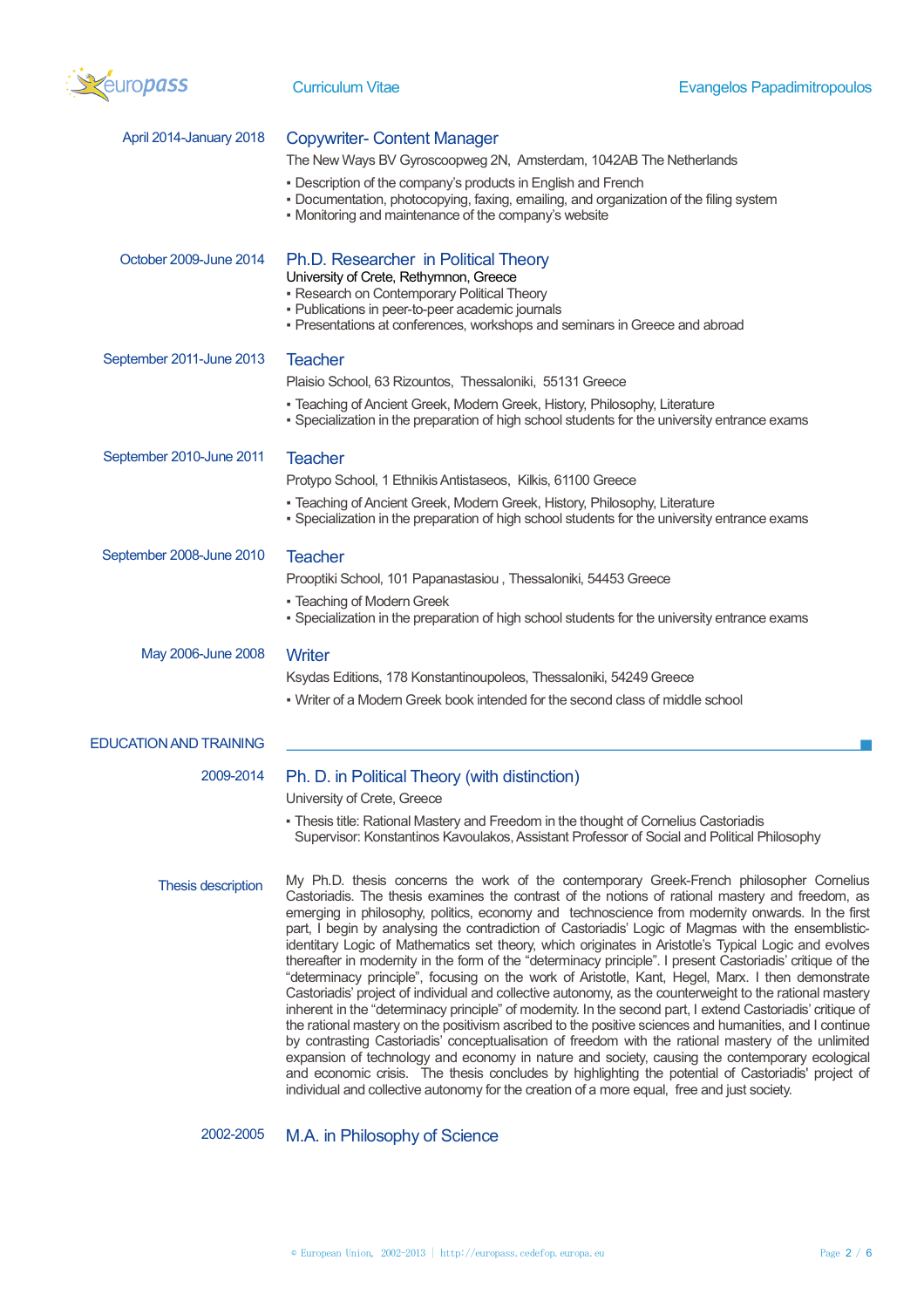**April 2014-January 2018**

### Copywriter- Content Manager

The New Ways BV Gyroscoopweg 2N, Amsterdam, 1042AB The Netherlands

- Description of the company's products in English and French
- Documentation, photocopying, faxing, emailing, and organization of the filing system
- Monitoring and maintenance of the company's website

**October 2009-June 2014**

### Ph.D. Researcher in Political Theory

University of Crete, Rethymnon, Greece

- Research on Contemporary Political Theory
- Publications in peer-to-peer academic journals
- Presentations at conferences, workshops and seminars in Greece and abroad

**September 2011-June 2013**

### Teacher

Plaisio School, 63 Rizountos, Thessaloniki, 55131 Greece

- Teaching of Ancient Greek, Modern Greek, History, Philosophy, Literature
- Specialization in the preparation of high school students for the university entrance exams

**September 2010-June 2011**

### Teacher

Protypo School, 1 Ethnikis Antistaseos, Kilkis, 61100 Greece

- Teaching of Ancient Greek, Modern Greek, History, Philosophy, Literature
- Specialization in the preparation of high school students for the university entrance exams

**September 2008-June 2010**

### Teacher

Prooptiki School, 101 Papanastasiou , Thessaloniki, 54453 Greece

- Teaching of Modern Greek
- Specialization in the preparation of high school students for the university entrance exams

**May 2006-June 2008**

### Writer

Ksydas Editions, 178 Konstantinoupoleos, Thessaloniki, 54249 Greece

- Writer of a Modern Greek book intended for the second class of middle school

## EDUCATION AND TRAINING

**2009-2014**

### Ph. D. in Political Theory (with distinction)

University of Crete, Greece

- Thesis title: Rational Mastery and Freedom in the thought of Cornelius Castoriadis
  Supervisor: Konstantinos Kavoulakos, Assistant Professor of Social and Political Philosophy

**Thesis description**

My Ph.D. thesis concerns the work of the contemporary Greek-French philosopher Cornelius Castoriadis. The thesis examines the contrast of the notions of rational mastery and freedom, as emerging in philosophy, politics, economy and technoscience from modernity onwards. In the first part, I begin by analysing the contradiction of Castoriadis' Logic of Magmas with the ensemblistic-identitary Logic of Mathematics set theory, which originates in Aristotle's Typical Logic and evolves thereafter in modernity in the form of the "determinacy principle". I present Castoriadis' critique of the "determinacy principle", focusing on the work of Aristotle, Kant, Hegel, Marx. I then demonstrate Castoriadis' project of individual and collective autonomy, as the counterweight to the rational mastery inherent in the "determinacy principle" of modernity. In the second part, I extend Castoriadis' critique of the rational mastery on the positivism ascribed to the positive sciences and humanities, and I continue by contrasting Castoriadis' conceptualisation of freedom with the rational mastery of the unlimited expansion of technology and economy in nature and society, causing the contemporary ecological and economic crisis. The thesis concludes by highlighting the potential of Castoriadis' project of individual and collective autonomy for the creation of a more equal, free and just society.

**2002-2005**

### M.A. in Philosophy of Science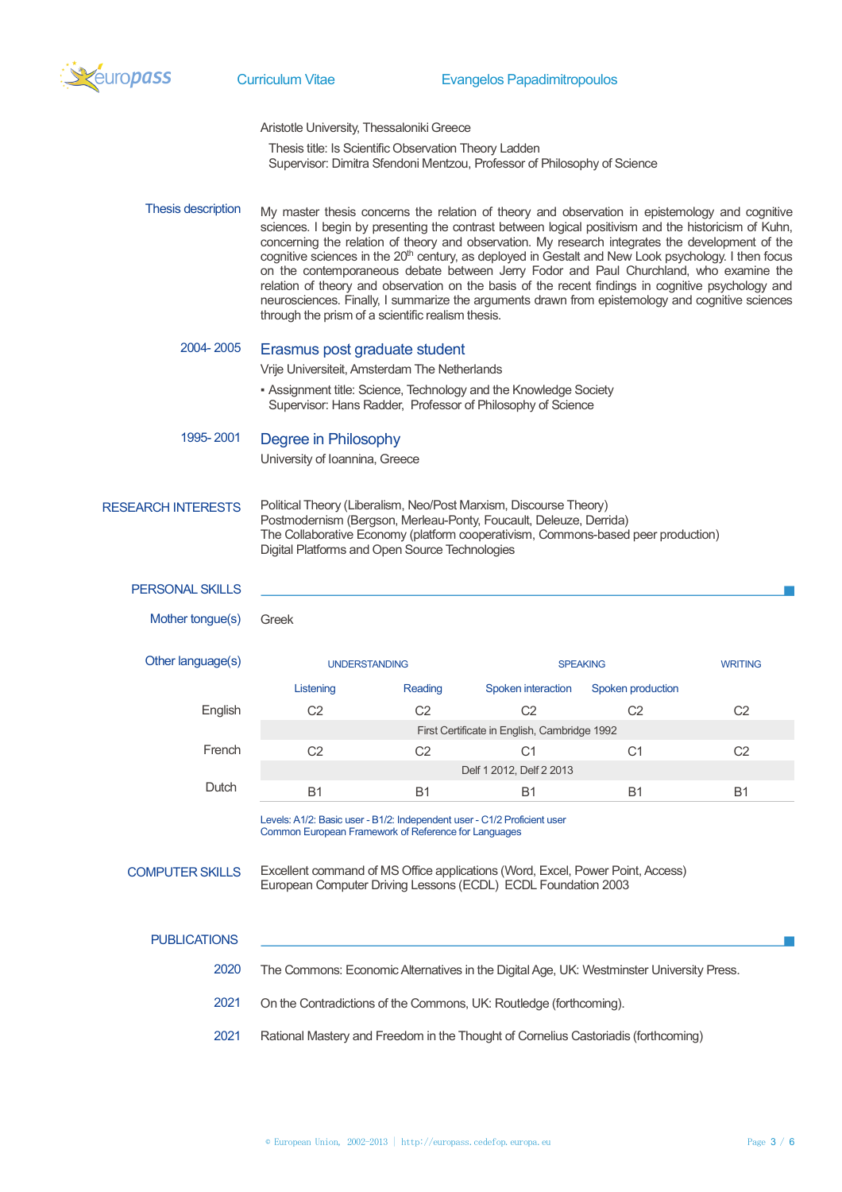Aristotle University, Thessaloniki Greece

Thesis title: Is Scientific Observation Theory Ladden
Supervisor: Dimitra Sfendoni Mentzou, Professor of Philosophy of Science

**Thesis description**

My master thesis concerns the relation of theory and observation in epistemology and cognitive sciences. I begin by presenting the contrast between logical positivism and the historicism of Kuhn, concerning the relation of theory and observation. My research integrates the development of the cognitive sciences in the 20th century, as deployed in Gestalt and New Look psychology. I then focus on the contemporaneous debate between Jerry Fodor and Paul Churchland, who examine the relation of theory and observation on the basis of the recent findings in cognitive psychology and neurosciences. Finally, I summarize the arguments drawn from epistemology and cognitive sciences through the prism of a scientific realism thesis.

**2004- 2005**

### Erasmus post graduate student

Vrije Universiteit, Amsterdam The Netherlands

- Assignment title: Science, Technology and the Knowledge Society
  Supervisor: Hans Radder, Professor of Philosophy of Science

**1995- 2001**

### Degree in Philosophy

University of Ioannina, Greece

## RESEARCH INTERESTS

Political Theory (Liberalism, Neo/Post Marxism, Discourse Theory)
Postmodernism (Bergson, Merleau-Ponty, Foucault, Deleuze, Derrida)
The Collaborative Economy (platform cooperativism, Commons-based peer production)
Digital Platforms and Open Source Technologies

## PERSONAL SKILLS

**Mother tongue(s)**: Greek

**Other language(s)**

| | UNDERSTANDING | | SPEAKING | | WRITING |
|---|---|---|---|---|---|
| | Listening | Reading | Spoken interaction | Spoken production | |
| English | C2 | C2 | C2 | C2 | C2 |
| | First Certificate in English, Cambridge 1992 | | | | |
| French | C2 | C2 | C1 | C1 | C2 |
| | Delf 1 2012, Delf 2 2013 | | | | |
| Dutch | B1 | B1 | B1 | B1 | B1 |

Levels: A1/2: Basic user - B1/2: Independent user - C1/2 Proficient user
Common European Framework of Reference for Languages

## COMPUTER SKILLS

Excellent command of MS Office applications (Word, Excel, Power Point, Access)
European Computer Driving Lessons (ECDL) ECDL Foundation 2003

## PUBLICATIONS

**2020** The Commons: Economic Alternatives in the Digital Age, UK: Westminster University Press.

**2021** On the Contradictions of the Commons, UK: Routledge (forthcoming).

**2021** Rational Mastery and Freedom in the Thought of Cornelius Castoriadis (forthcoming)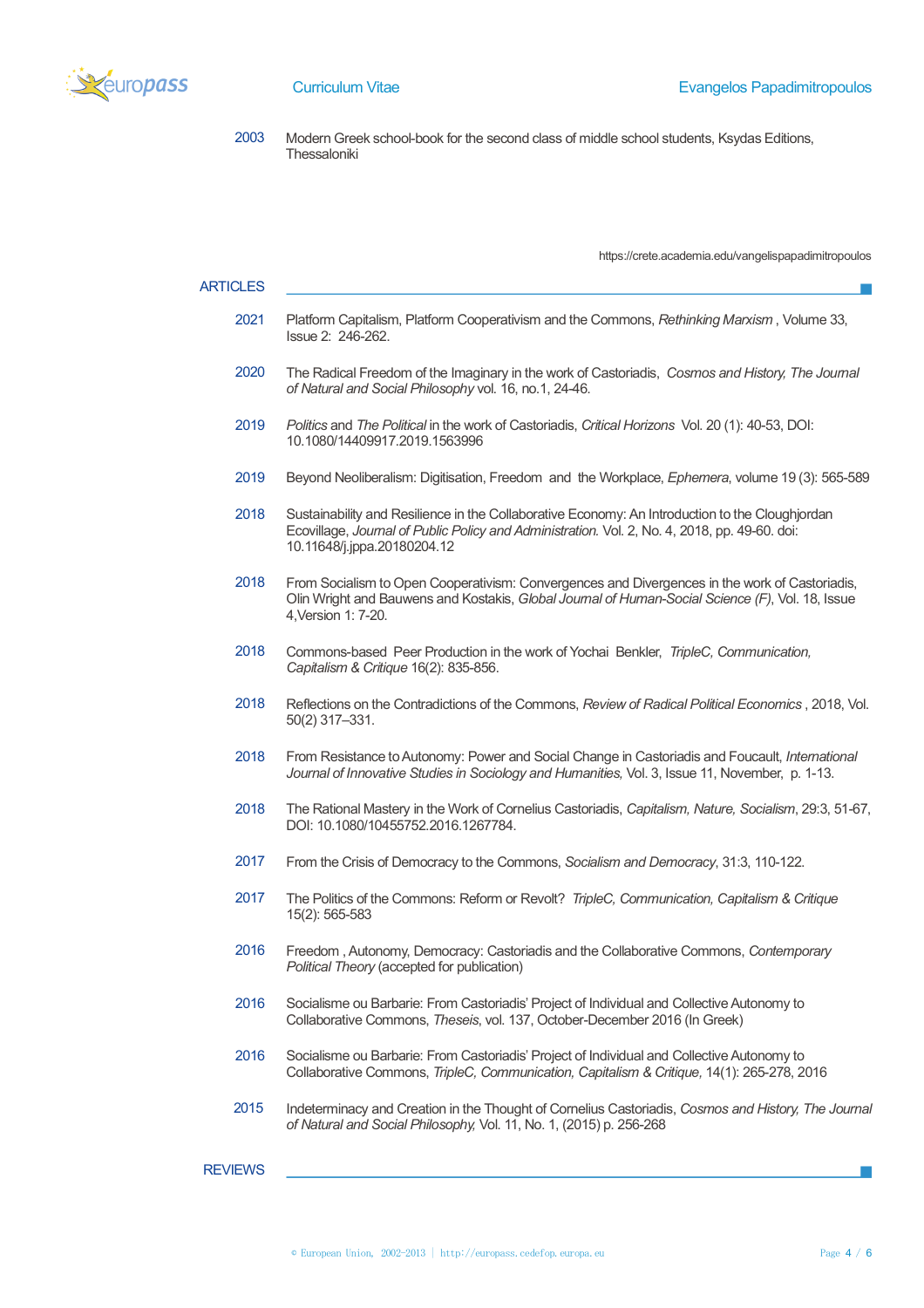2003 Modern Greek school-book for the second class of middle school students, Ksydas Editions, Thessaloniki

https://crete.academia.edu/vangelispapadimitropoulos

## ARTICLES

2021 Platform Capitalism, Platform Cooperativism and the Commons, *Rethinking Marxism* , Volume 33, Issue 2: 246-262.

2020 The Radical Freedom of the Imaginary in the work of Castoriadis, *Cosmos and History, The Journal of Natural and Social Philosophy* vol. 16, no.1, 24-46.

2019 *Politics* and *The Political* in the work of Castoriadis, *Critical Horizons* Vol. 20 (1): 40-53, DOI: 10.1080/14409917.2019.1563996

2019 Beyond Neoliberalism: Digitisation, Freedom and the Workplace, *Ephemera*, volume 19 (3): 565-589

2018 Sustainability and Resilience in the Collaborative Economy: An Introduction to the Cloughjordan Ecovillage, *Journal of Public Policy and Administration.* Vol. 2, No. 4, 2018, pp. 49-60. doi: 10.11648/j.jppa.20180204.12

2018 From Socialism to Open Cooperativism: Convergences and Divergences in the work of Castoriadis, Olin Wright and Bauwens and Kostakis, *Global Journal of Human-Social Science (F)*, Vol. 18, Issue 4,Version 1: 7-20.

2018 Commons-based Peer Production in the work of Yochai Benkler, *TripleC, Communication, Capitalism & Critique* 16(2): 835-856.

2018 Reflections on the Contradictions of the Commons, *Review of Radical Political Economics* , 2018, Vol. 50(2) 317–331.

2018 From Resistance to Autonomy: Power and Social Change in Castoriadis and Foucault, *International Journal of Innovative Studies in Sociology and Humanities,* Vol. 3, Issue 11, November, p. 1-13.

2018 The Rational Mastery in the Work of Cornelius Castoriadis, *Capitalism, Nature, Socialism*, 29:3, 51-67, DOI: 10.1080/10455752.2016.1267784.

2017 From the Crisis of Democracy to the Commons, *Socialism and Democracy*, 31:3, 110-122.

2017 The Politics of the Commons: Reform or Revolt? *TripleC, Communication, Capitalism & Critique* 15(2): 565-583

2016 Freedom , Autonomy, Democracy: Castoriadis and the Collaborative Commons, *Contemporary Political Theory* (accepted for publication)

2016 Socialisme ou Barbarie: From Castoriadis' Project of Individual and Collective Autonomy to Collaborative Commons, *Theseis*, vol. 137, October-December 2016 (In Greek)

2016 Socialisme ou Barbarie: From Castoriadis' Project of Individual and Collective Autonomy to Collaborative Commons, *TripleC, Communication, Capitalism & Critique,* 14(1): 265-278, 2016

2015 Indeterminacy and Creation in the Thought of Cornelius Castoriadis, *Cosmos and History, The Journal of Natural and Social Philosophy,* Vol. 11, No. 1, (2015) p. 256-268

## REVIEWS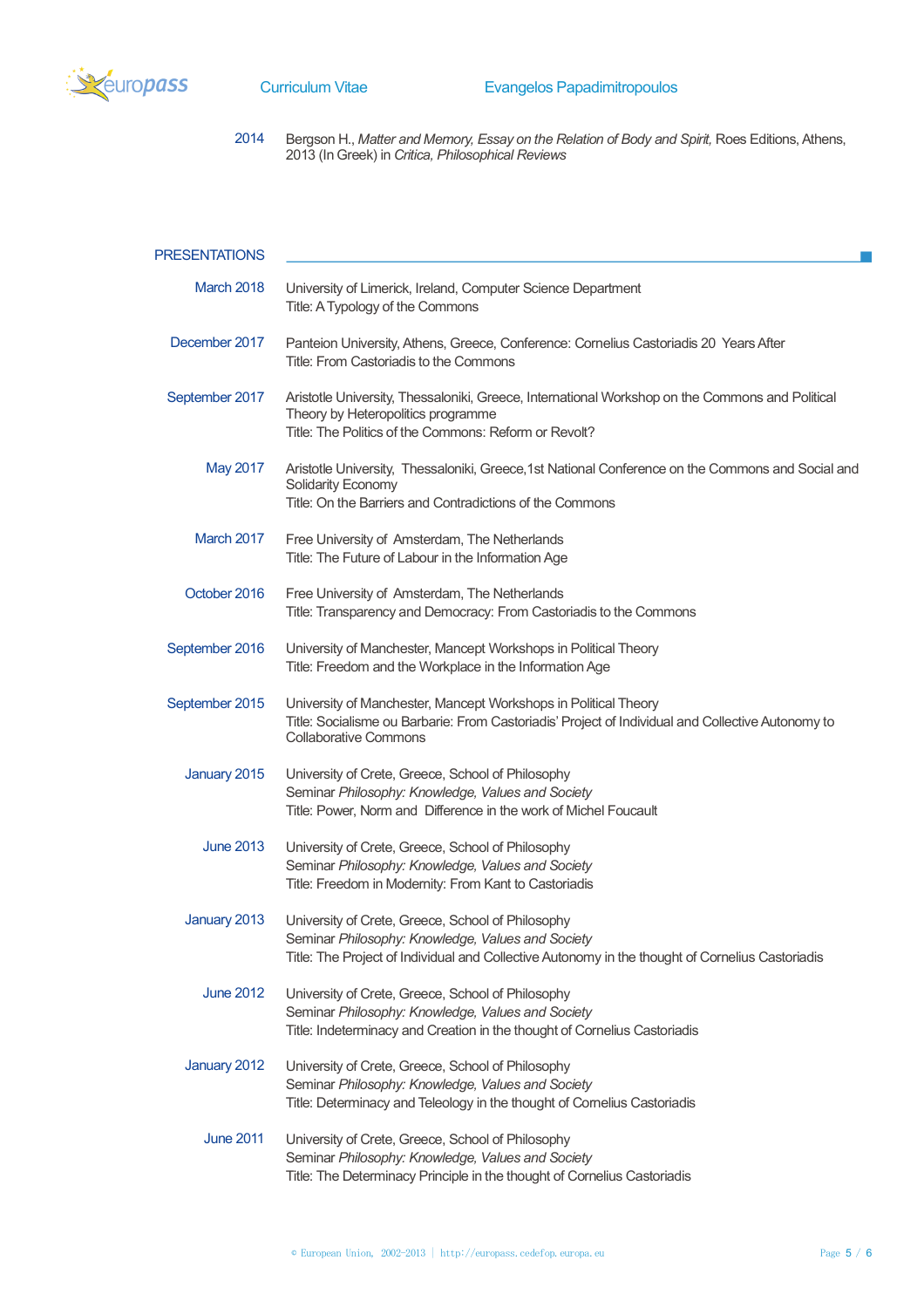2014 Bergson H., *Matter and Memory, Essay on the Relation of Body and Spirit,* Roes Editions, Athens, 2013 (In Greek) in *Critica, Philosophical Reviews*

## PRESENTATIONS

**March 2018**
University of Limerick, Ireland, Computer Science Department
Title: A Typology of the Commons

**December 2017**
Panteion University, Athens, Greece, Conference: Cornelius Castoriadis 20 Years After
Title: From Castoriadis to the Commons

**September 2017**
Aristotle University, Thessaloniki, Greece, International Workshop on the Commons and Political Theory by Heteropolitics programme
Title: The Politics of the Commons: Reform or Revolt?

**May 2017**
Aristotle University, Thessaloniki, Greece,1st National Conference on the Commons and Social and Solidarity Economy
Title: On the Barriers and Contradictions of the Commons

**March 2017**
Free University of Amsterdam, The Netherlands
Title: The Future of Labour in the Information Age

**October 2016**
Free University of Amsterdam, The Netherlands
Title: Transparency and Democracy: From Castoriadis to the Commons

**September 2016**
University of Manchester, Mancept Workshops in Political Theory
Title: Freedom and the Workplace in the Information Age

**September 2015**
University of Manchester, Mancept Workshops in Political Theory
Title: Socialisme ou Barbarie: From Castoriadis' Project of Individual and Collective Autonomy to Collaborative Commons

**January 2015**
University of Crete, Greece, School of Philosophy
Seminar *Philosophy: Knowledge, Values and Society*
Title: Power, Norm and Difference in the work of Michel Foucault

**June 2013**
University of Crete, Greece, School of Philosophy
Seminar *Philosophy: Knowledge, Values and Society*
Title: Freedom in Modernity: From Kant to Castoriadis

**January 2013**
University of Crete, Greece, School of Philosophy
Seminar *Philosophy: Knowledge, Values and Society*
Title: The Project of Individual and Collective Autonomy in the thought of Cornelius Castoriadis

**June 2012**
University of Crete, Greece, School of Philosophy
Seminar *Philosophy: Knowledge, Values and Society*
Title: Indeterminacy and Creation in the thought of Cornelius Castoriadis

**January 2012**
University of Crete, Greece, School of Philosophy
Seminar *Philosophy: Knowledge, Values and Society*
Title: Determinacy and Teleology in the thought of Cornelius Castoriadis

**June 2011**
University of Crete, Greece, School of Philosophy
Seminar *Philosophy: Knowledge, Values and Society*
Title: The Determinacy Principle in the thought of Cornelius Castoriadis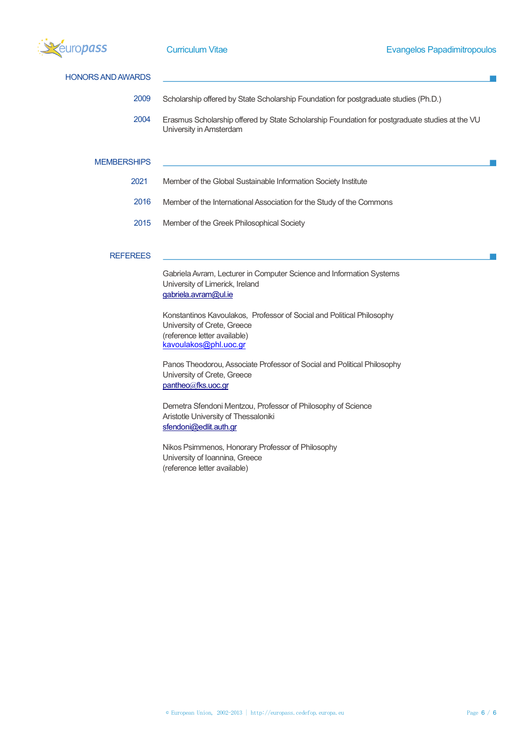## HONORS AND AWARDS

**2009** Scholarship offered by State Scholarship Foundation for postgraduate studies (Ph.D.)

**2004** Erasmus Scholarship offered by State Scholarship Foundation for postgraduate studies at the VU University in Amsterdam

## MEMBERSHIPS

**2021** Member of the Global Sustainable Information Society Institute

**2016** Member of the International Association for the Study of the Commons

**2015** Member of the Greek Philosophical Society

## REFEREES

Gabriela Avram, Lecturer in Computer Science and Information Systems
University of Limerick, Ireland
gabriela.avram@ul.ie

Konstantinos Kavoulakos, Professor of Social and Political Philosophy
University of Crete, Greece
(reference letter available)
kavoulakos@phl.uoc.gr

Panos Theodorou, Associate Professor of Social and Political Philosophy
University of Crete, Greece
pantheo@fks.uoc.gr

Demetra Sfendoni Mentzou, Professor of Philosophy of Science
Aristotle University of Thessaloniki
sfendoni@edlit.auth.gr

Nikos Psimmenos, Honorary Professor of Philosophy
University of Ioannina, Greece
(reference letter available)